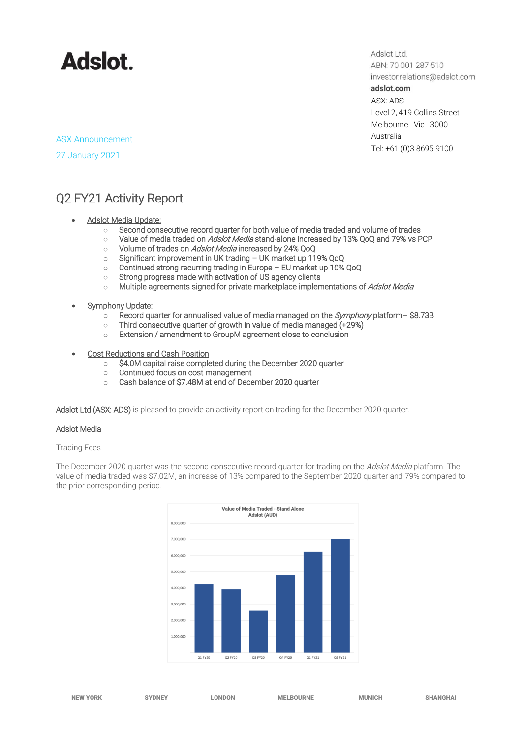**Adslot.**

Adslot Ltd.
ABN: 70 001 287 510
investor.relations@adslot.com
**adslot.com**
ASX: ADS
Level 2, 419 Collins Street
Melbourne Vic 3000
Australia
Tel: +61 (0)3 8695 9100

ASX Announcement

27 January 2021

# Q2 FY21 Activity Report

- Adslot Media Update:
  - Second consecutive record quarter for both value of media traded and volume of trades
  - Value of media traded on *Adslot Media* stand-alone increased by 13% QoQ and 79% vs PCP
  - Volume of trades on *Adslot Media* increased by 24% QoQ
  - Significant improvement in UK trading – UK market up 119% QoQ
  - Continued strong recurring trading in Europe – EU market up 10% QoQ
  - Strong progress made with activation of US agency clients
  - Multiple agreements signed for private marketplace implementations of *Adslot Media*

- Symphony Update:
  - Record quarter for annualised value of media managed on the *Symphony* platform– $8.73B
  - Third consecutive quarter of growth in value of media managed (+29%)
  - Extension / amendment to GroupM agreement close to conclusion

- Cost Reductions and Cash Position
  - $4.0M capital raise completed during the December 2020 quarter
  - Continued focus on cost management
  - Cash balance of $7.48M at end of December 2020 quarter

Adslot Ltd (ASX: ADS) is pleased to provide an activity report on trading for the December 2020 quarter.

## Adslot Media

### Trading Fees

The December 2020 quarter was the second consecutive record quarter for trading on the *Adslot Media* platform. The value of media traded was $7.02M, an increase of 13% compared to the September 2020 quarter and 79% compared to the prior corresponding period.

Value of Media Traded - Stand Alone Adslot (AUD)

| Quarter | Value (AUD, approx.) |
|---|---|
| Q1 FY20 | 4,200,000 |
| Q2 FY20 | 3,900,000 |
| Q3 FY20 | 2,600,000 |
| Q4 FY20 | 4,800,000 |
| Q1 FY21 | 6,200,000 |
| Q2 FY21 | 7,000,000 |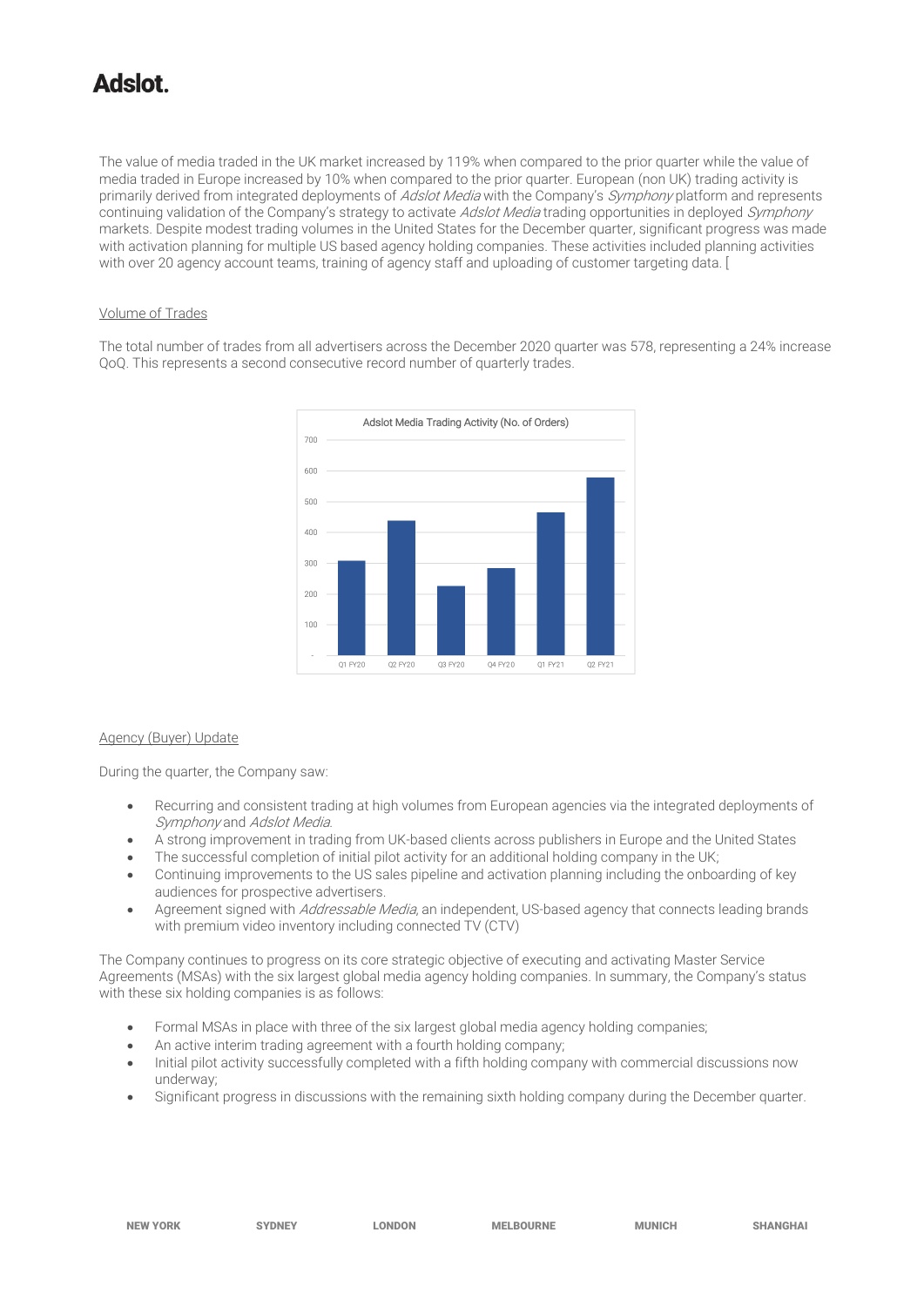The value of media traded in the UK market increased by 119% when compared to the prior quarter while the value of media traded in Europe increased by 10% when compared to the prior quarter. European (non UK) trading activity is primarily derived from integrated deployments of *Adslot Media* with the Company's *Symphony* platform and represents continuing validation of the Company's strategy to activate *Adslot Media* trading opportunities in deployed *Symphony* markets. Despite modest trading volumes in the United States for the December quarter, significant progress was made with activation planning for multiple US based agency holding companies. These activities included planning activities with over 20 agency account teams, training of agency staff and uploading of customer targeting data. [

Volume of Trades

The total number of trades from all advertisers across the December 2020 quarter was 578, representing a 24% increase QoQ. This represents a second consecutive record number of quarterly trades.

Agency (Buyer) Update

During the quarter, the Company saw:

- Recurring and consistent trading at high volumes from European agencies via the integrated deployments of *Symphony* and *Adslot Media*.
- A strong improvement in trading from UK-based clients across publishers in Europe and the United States
- The successful completion of initial pilot activity for an additional holding company in the UK;
- Continuing improvements to the US sales pipeline and activation planning including the onboarding of key audiences for prospective advertisers.
- Agreement signed with *Addressable Media*, an independent, US-based agency that connects leading brands with premium video inventory including connected TV (CTV)

The Company continues to progress on its core strategic objective of executing and activating Master Service Agreements (MSAs) with the six largest global media agency holding companies. In summary, the Company's status with these six holding companies is as follows:

- Formal MSAs in place with three of the six largest global media agency holding companies;
- An active interim trading agreement with a fourth holding company;
- Initial pilot activity successfully completed with a fifth holding company with commercial discussions now underway;
- Significant progress in discussions with the remaining sixth holding company during the December quarter.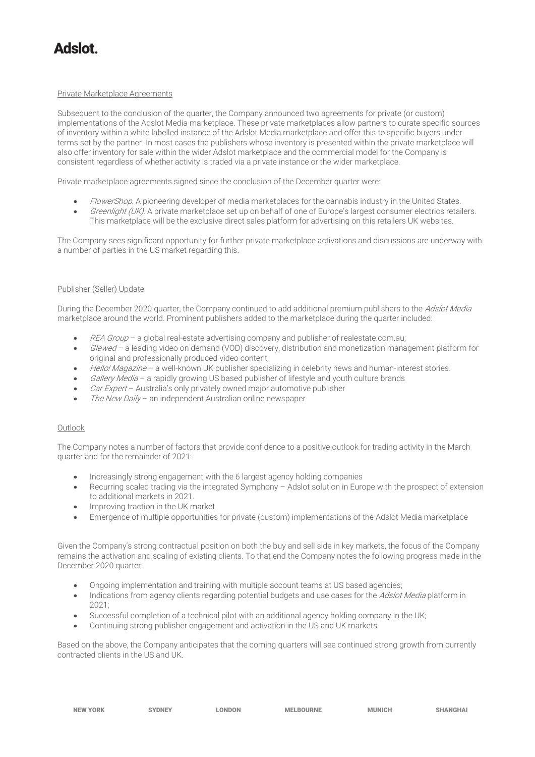## Private Marketplace Agreements

Subsequent to the conclusion of the quarter, the Company announced two agreements for private (or custom) implementations of the Adslot Media marketplace. These private marketplaces allow partners to curate specific sources of inventory within a white labelled instance of the Adslot Media marketplace and offer this to specific buyers under terms set by the partner. In most cases the publishers whose inventory is presented within the private marketplace will also offer inventory for sale within the wider Adslot marketplace and the commercial model for the Company is consistent regardless of whether activity is traded via a private instance or the wider marketplace.

Private marketplace agreements signed since the conclusion of the December quarter were:

- *FlowerShop*. A pioneering developer of media marketplaces for the cannabis industry in the United States.
- *Greenlight (UK)*. A private marketplace set up on behalf of one of Europe's largest consumer electrics retailers. This marketplace will be the exclusive direct sales platform for advertising on this retailers UK websites.

The Company sees significant opportunity for further private marketplace activations and discussions are underway with a number of parties in the US market regarding this.

## Publisher (Seller) Update

During the December 2020 quarter, the Company continued to add additional premium publishers to the *Adslot Media* marketplace around the world. Prominent publishers added to the marketplace during the quarter included:

- *REA Group* – a global real-estate advertising company and publisher of realestate.com.au;
- *Glewed* – a leading video on demand (VOD) discovery, distribution and monetization management platform for original and professionally produced video content;
- *Hello! Magazine* – a well-known UK publisher specializing in celebrity news and human-interest stories.
- *Gallery Media* – a rapidly growing US based publisher of lifestyle and youth culture brands
- *Car Expert* – Australia's only privately owned major automotive publisher
- *The New Daily* – an independent Australian online newspaper

## Outlook

The Company notes a number of factors that provide confidence to a positive outlook for trading activity in the March quarter and for the remainder of 2021:

- Increasingly strong engagement with the 6 largest agency holding companies
- Recurring scaled trading via the integrated Symphony – Adslot solution in Europe with the prospect of extension to additional markets in 2021.
- Improving traction in the UK market
- Emergence of multiple opportunities for private (custom) implementations of the Adslot Media marketplace

Given the Company's strong contractual position on both the buy and sell side in key markets, the focus of the Company remains the activation and scaling of existing clients. To that end the Company notes the following progress made in the December 2020 quarter:

- Ongoing implementation and training with multiple account teams at US based agencies;
- Indications from agency clients regarding potential budgets and use cases for the *Adslot Media* platform in 2021;
- Successful completion of a technical pilot with an additional agency holding company in the UK;
- Continuing strong publisher engagement and activation in the US and UK markets

Based on the above, the Company anticipates that the coming quarters will see continued strong growth from currently contracted clients in the US and UK.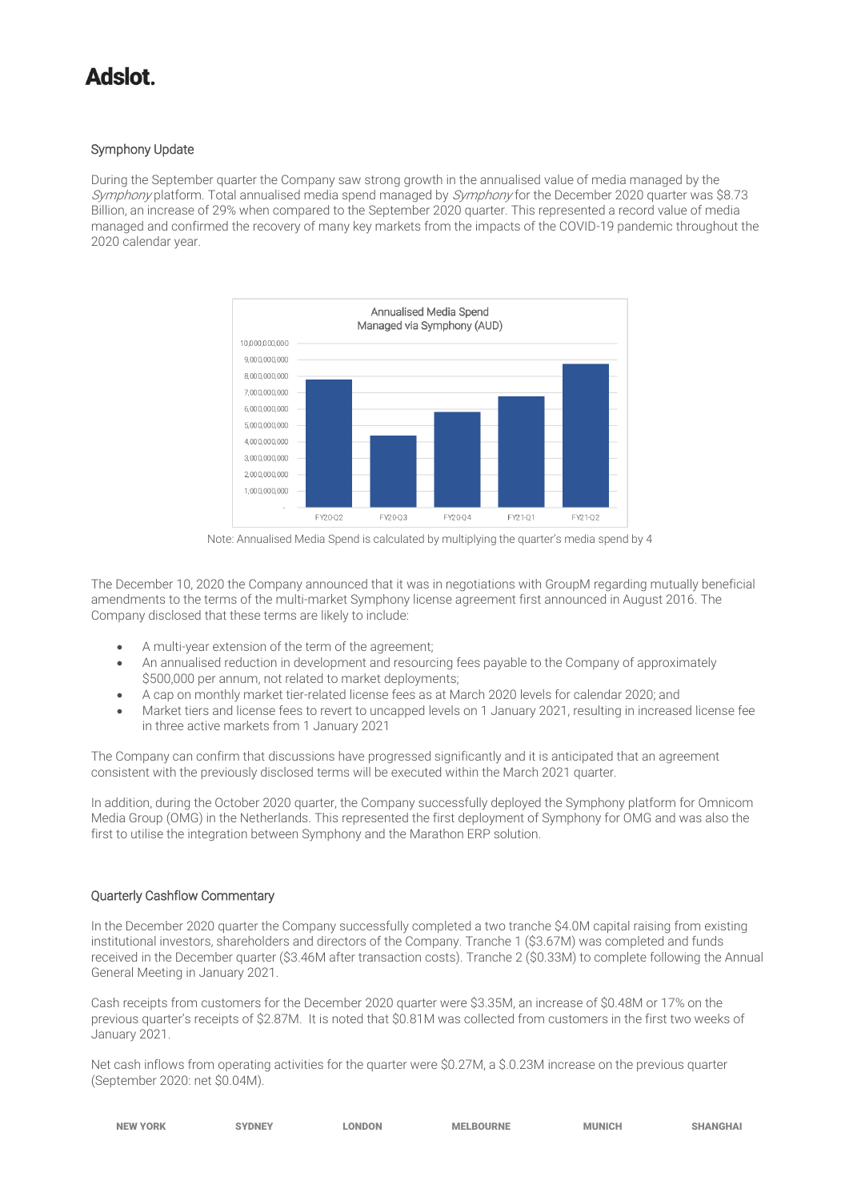# Adslot.

## Symphony Update

During the September quarter the Company saw strong growth in the annualised value of media managed by the *Symphony* platform. Total annualised media spend managed by *Symphony* for the December 2020 quarter was $8.73 Billion, an increase of 29% when compared to the September 2020 quarter. This represented a record value of media managed and confirmed the recovery of many key markets from the impacts of the COVID-19 pandemic throughout the 2020 calendar year.

Note: Annualised Media Spend is calculated by multiplying the quarter's media spend by 4

The December 10, 2020 the Company announced that it was in negotiations with GroupM regarding mutually beneficial amendments to the terms of the multi-market Symphony license agreement first announced in August 2016. The Company disclosed that these terms are likely to include:

- A multi-year extension of the term of the agreement;
- An annualised reduction in development and resourcing fees payable to the Company of approximately $500,000 per annum, not related to market deployments;
- A cap on monthly market tier-related license fees as at March 2020 levels for calendar 2020; and
- Market tiers and license fees to revert to uncapped levels on 1 January 2021, resulting in increased license fee in three active markets from 1 January 2021

The Company can confirm that discussions have progressed significantly and it is anticipated that an agreement consistent with the previously disclosed terms will be executed within the March 2021 quarter.

In addition, during the October 2020 quarter, the Company successfully deployed the Symphony platform for Omnicom Media Group (OMG) in the Netherlands. This represented the first deployment of Symphony for OMG and was also the first to utilise the integration between Symphony and the Marathon ERP solution.

## Quarterly Cashflow Commentary

In the December 2020 quarter the Company successfully completed a two tranche $4.0M capital raising from existing institutional investors, shareholders and directors of the Company. Tranche 1 ($3.67M) was completed and funds received in the December quarter ($3.46M after transaction costs). Tranche 2 ($0.33M) to complete following the Annual General Meeting in January 2021.

Cash receipts from customers for the December 2020 quarter were $3.35M, an increase of $0.48M or 17% on the previous quarter's receipts of $2.87M. It is noted that $0.81M was collected from customers in the first two weeks of January 2021.

Net cash inflows from operating activities for the quarter were $0.27M, a $.0.23M increase on the previous quarter (September 2020: net $0.04M).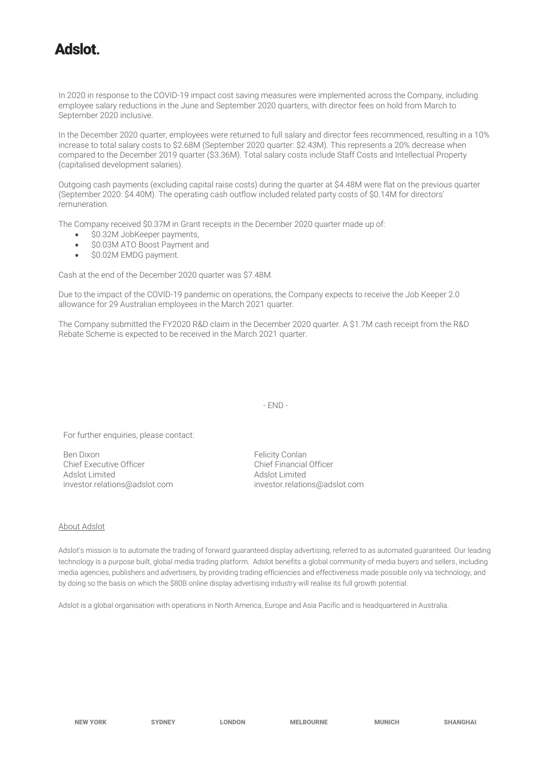In 2020 in response to the COVID-19 impact cost saving measures were implemented across the Company, including employee salary reductions in the June and September 2020 quarters, with director fees on hold from March to September 2020 inclusive.

In the December 2020 quarter, employees were returned to full salary and director fees recommenced, resulting in a 10% increase to total salary costs to $2.68M (September 2020 quarter: $2.43M). This represents a 20% decrease when compared to the December 2019 quarter ($3.36M). Total salary costs include Staff Costs and Intellectual Property (capitalised development salaries).

Outgoing cash payments (excluding capital raise costs) during the quarter at $4.48M were flat on the previous quarter (September 2020: $4.40M). The operating cash outflow included related party costs of $0.14M for directors' remuneration.

The Company received $0.37M in Grant receipts in the December 2020 quarter made up of:

- $0.32M JobKeeper payments,
- $0.03M ATO Boost Payment and
- $0.02M EMDG payment.

Cash at the end of the December 2020 quarter was $7.48M.

Due to the impact of the COVID-19 pandemic on operations, the Company expects to receive the Job Keeper 2.0 allowance for 29 Australian employees in the March 2021 quarter.

The Company submitted the FY2020 R&D claim in the December 2020 quarter. A $1.7M cash receipt from the R&D Rebate Scheme is expected to be received in the March 2021 quarter.

- END -

For further enquiries, please contact:

Ben Dixon
Chief Executive Officer
Adslot Limited
investor.relations@adslot.com

Felicity Conlan
Chief Financial Officer
Adslot Limited
investor.relations@adslot.com

About Adslot

Adslot's mission is to automate the trading of forward guaranteed display advertising, referred to as automated guaranteed. Our leading technology is a purpose built, global media trading platform. Adslot benefits a global community of media buyers and sellers, including media agencies, publishers and advertisers, by providing trading efficiencies and effectiveness made possible only via technology, and by doing so the basis on which the $80B online display advertising industry will realise its full growth potential.

Adslot is a global organisation with operations in North America, Europe and Asia Pacific and is headquartered in Australia.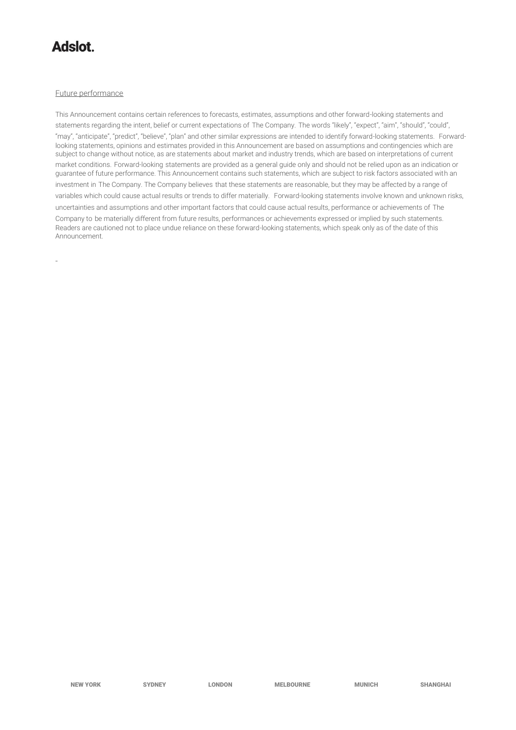Future performance

This Announcement contains certain references to forecasts, estimates, assumptions and other forward-looking statements and statements regarding the intent, belief or current expectations of The Company. The words "likely", "expect", "aim", "should", "could", "may", "anticipate", "predict", "believe", "plan" and other similar expressions are intended to identify forward-looking statements. Forward-looking statements, opinions and estimates provided in this Announcement are based on assumptions and contingencies which are subject to change without notice, as are statements about market and industry trends, which are based on interpretations of current market conditions. Forward-looking statements are provided as a general guide only and should not be relied upon as an indication or guarantee of future performance. This Announcement contains such statements, which are subject to risk factors associated with an investment in The Company. The Company believes that these statements are reasonable, but they may be affected by a range of variables which could cause actual results or trends to differ materially. Forward-looking statements involve known and unknown risks, uncertainties and assumptions and other important factors that could cause actual results, performance or achievements of The Company to be materially different from future results, performances or achievements expressed or implied by such statements. Readers are cautioned not to place undue reliance on these forward-looking statements, which speak only as of the date of this Announcement.

-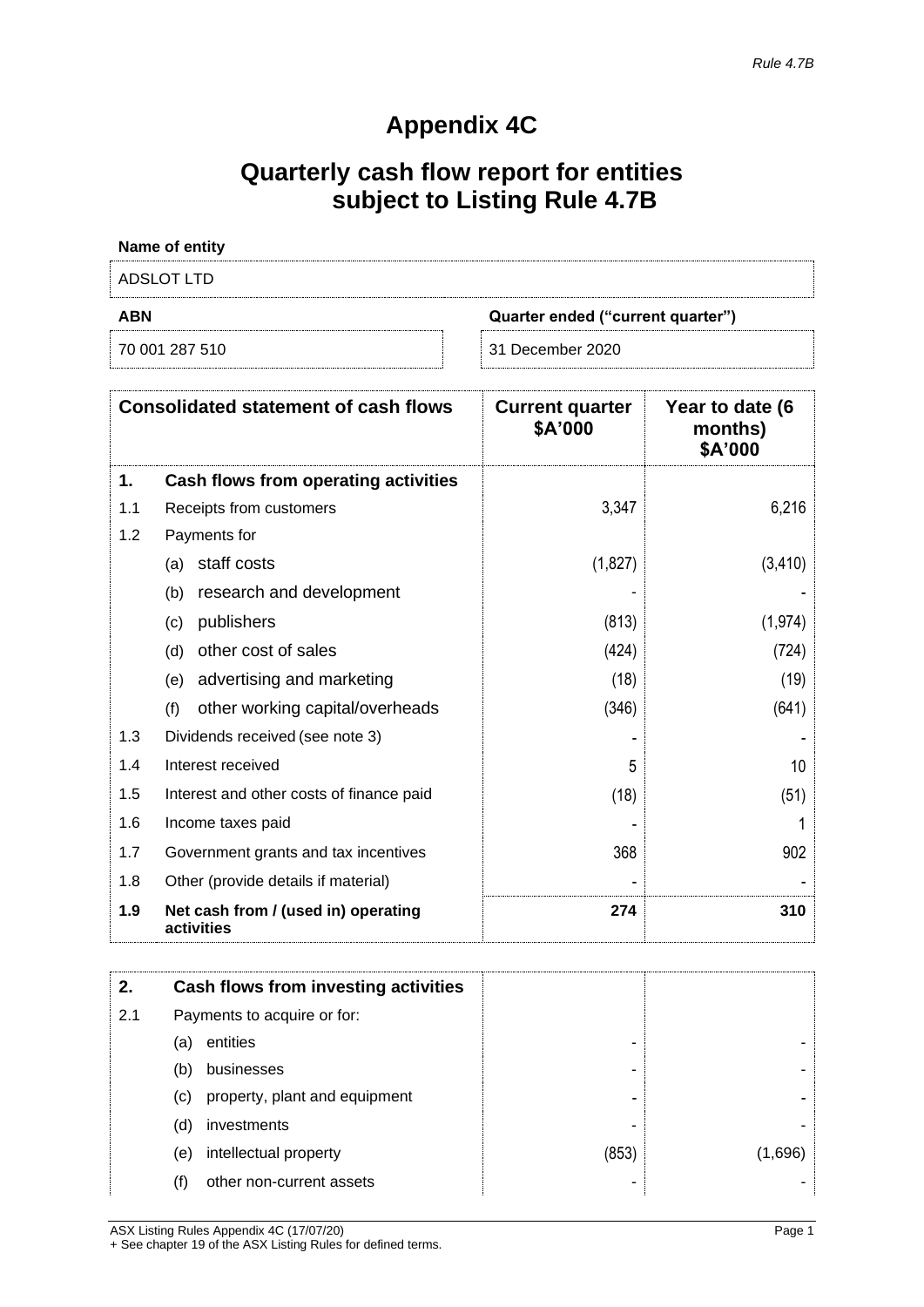*Rule 4.7B*

# Appendix 4C

## Quarterly cash flow report for entities subject to Listing Rule 4.7B

**Name of entity**

ADSLOT LTD

| **ABN** | **Quarter ended ("current quarter")** |
|---|---|
| 70 001 287 510 | 31 December 2020 |

| **Consolidated statement of cash flows** | | **Current quarter $A'000** | **Year to date (6 months) $A'000** |
|---|---|---|---|
| **1.** | **Cash flows from operating activities** | | |
| 1.1 | Receipts from customers | 3,347 | 6,216 |
| 1.2 | Payments for | | |
| | (a) staff costs | (1,827) | (3,410) |
| | (b) research and development | - | - |
| | (c) publishers | (813) | (1,974) |
| | (d) other cost of sales | (424) | (724) |
| | (e) advertising and marketing | (18) | (19) |
| | (f) other working capital/overheads | (346) | (641) |
| 1.3 | Dividends received (see note 3) | - | - |
| 1.4 | Interest received | 5 | 10 |
| 1.5 | Interest and other costs of finance paid | (18) | (51) |
| 1.6 | Income taxes paid | - | 1 |
| 1.7 | Government grants and tax incentives | 368 | 902 |
| 1.8 | Other (provide details if material) | - | - |
| **1.9** | **Net cash from / (used in) operating activities** | **274** | **310** |

| **2.** | **Cash flows from investing activities** | | |
|---|---|---|---|
| 2.1 | Payments to acquire or for: | | |
| | (a) entities | - | - |
| | (b) businesses | - | - |
| | (c) property, plant and equipment | - | - |
| | (d) investments | - | - |
| | (e) intellectual property | (853) | (1,696) |
| | (f) other non-current assets | - | - |

ASX Listing Rules Appendix 4C (17/07/20)
+ See chapter 19 of the ASX Listing Rules for defined terms.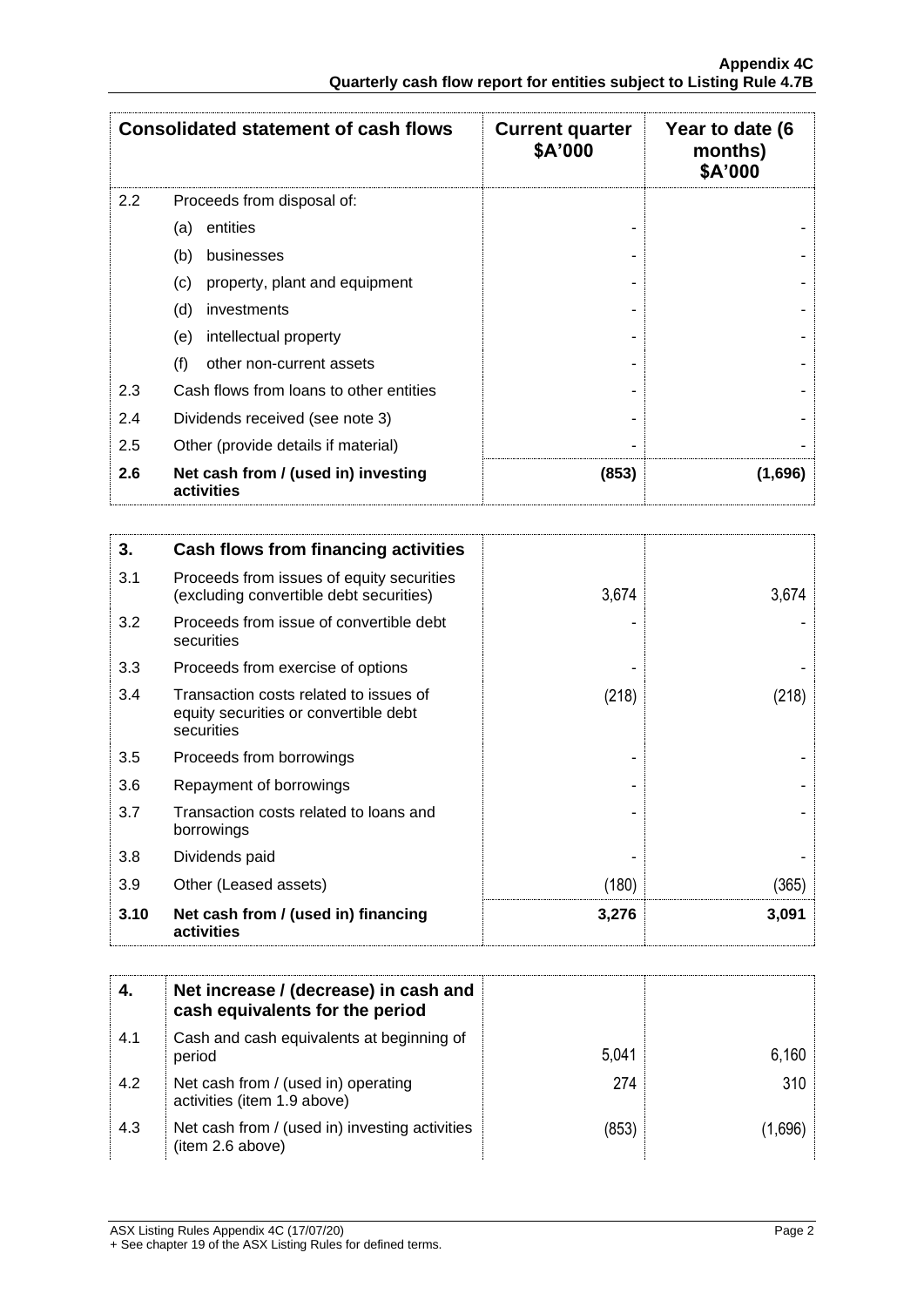| Consolidated statement of cash flows | | Current quarter $A'000 | Year to date (6 months) $A'000 |
|---|---|---|---|
| 2.2 | Proceeds from disposal of: | | |
| | (a) entities | - | - |
| | (b) businesses | - | - |
| | (c) property, plant and equipment | - | - |
| | (d) investments | - | - |
| | (e) intellectual property | - | - |
| | (f) other non-current assets | - | - |
| 2.3 | Cash flows from loans to other entities | - | - |
| 2.4 | Dividends received (see note 3) | - | - |
| 2.5 | Other (provide details if material) | - | - |
| **2.6** | **Net cash from / (used in) investing activities** | **(853)** | **(1,696)** |

| **3.** | **Cash flows from financing activities** | | |
|---|---|---|---|
| 3.1 | Proceeds from issues of equity securities (excluding convertible debt securities) | 3,674 | 3,674 |
| 3.2 | Proceeds from issue of convertible debt securities | - | - |
| 3.3 | Proceeds from exercise of options | - | - |
| 3.4 | Transaction costs related to issues of equity securities or convertible debt securities | (218) | (218) |
| 3.5 | Proceeds from borrowings | - | - |
| 3.6 | Repayment of borrowings | - | - |
| 3.7 | Transaction costs related to loans and borrowings | - | - |
| 3.8 | Dividends paid | - | - |
| 3.9 | Other (Leased assets) | (180) | (365) |
| **3.10** | **Net cash from / (used in) financing activities** | **3,276** | **3,091** |

| **4.** | **Net increase / (decrease) in cash and cash equivalents for the period** | | |
|---|---|---|---|
| 4.1 | Cash and cash equivalents at beginning of period | 5,041 | 6,160 |
| 4.2 | Net cash from / (used in) operating activities (item 1.9 above) | 274 | 310 |
| 4.3 | Net cash from / (used in) investing activities (item 2.6 above) | (853) | (1,696) |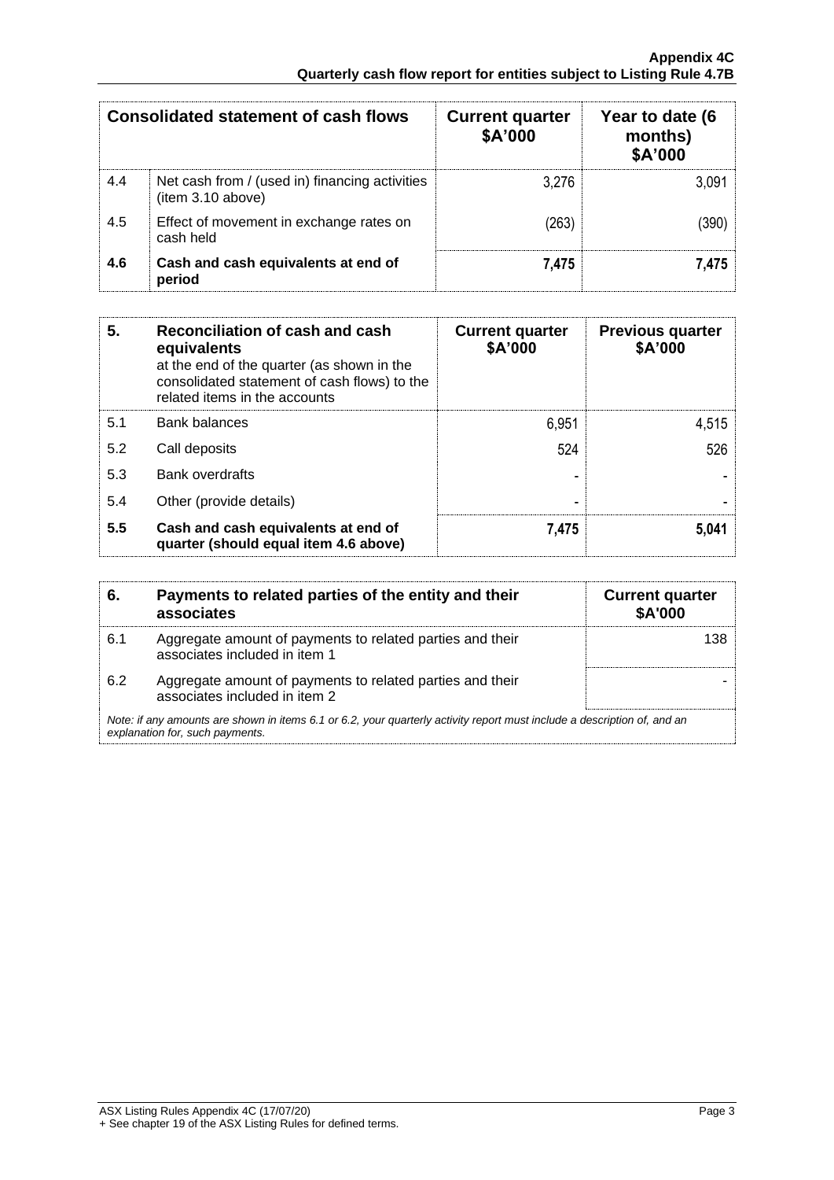| | Consolidated statement of cash flows | Current quarter $A'000 | Year to date (6 months) $A'000 |
|---|---|---|---|
| 4.4 | Net cash from / (used in) financing activities (item 3.10 above) | 3,276 | 3,091 |
| 4.5 | Effect of movement in exchange rates on cash held | (263) | (390) |
| **4.6** | **Cash and cash equivalents at end of period** | **7,475** | **7,475** |

| **5.** | **Reconciliation of cash and cash equivalents** at the end of the quarter (as shown in the consolidated statement of cash flows) to the related items in the accounts | **Current quarter $A'000** | **Previous quarter $A'000** |
|---|---|---|---|
| 5.1 | Bank balances | 6,951 | 4,515 |
| 5.2 | Call deposits | 524 | 526 |
| 5.3 | Bank overdrafts | - | - |
| 5.4 | Other (provide details) | - | - |
| **5.5** | **Cash and cash equivalents at end of quarter (should equal item 4.6 above)** | **7,475** | **5,041** |

| **6.** | **Payments to related parties of the entity and their associates** | **Current quarter $A'000** |
|---|---|---|
| 6.1 | Aggregate amount of payments to related parties and their associates included in item 1 | 138 |
| 6.2 | Aggregate amount of payments to related parties and their associates included in item 2 | - |

*Note: if any amounts are shown in items 6.1 or 6.2, your quarterly activity report must include a description of, and an explanation for, such payments.*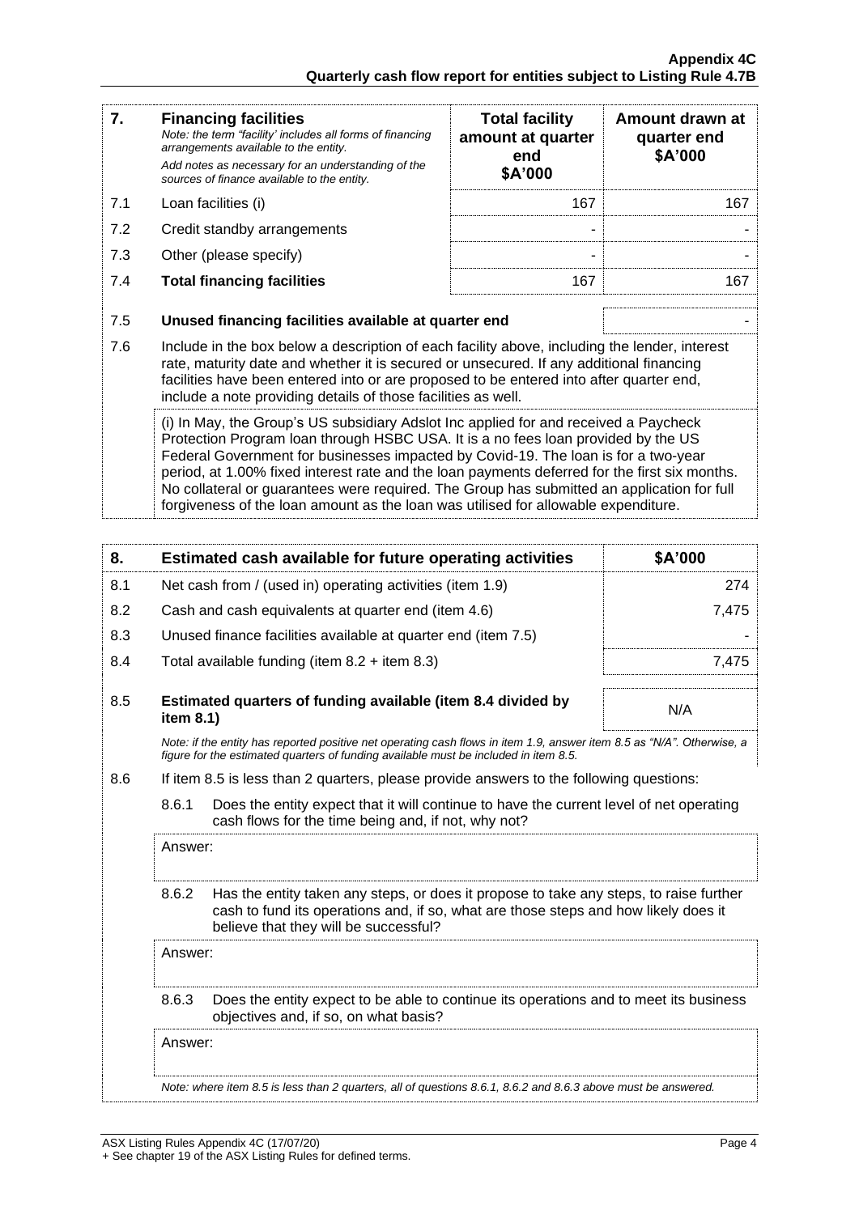| 7. | **Financing facilities**<br>*Note: the term "facility' includes all forms of financing arrangements available to the entity.*<br>*Add notes as necessary for an understanding of the sources of finance available to the entity.* | **Total facility amount at quarter end \$A'000** | **Amount drawn at quarter end \$A'000** |
|---|---|---|---|
| 7.1 | Loan facilities (i) | 167 | 167 |
| 7.2 | Credit standby arrangements | - | - |
| 7.3 | Other (please specify) | - | - |
| 7.4 | **Total financing facilities** | 167 | 167 |

| | | |
|---|---|---|
| 7.5 | **Unused financing facilities available at quarter end** | - |

7.6 Include in the box below a description of each facility above, including the lender, interest rate, maturity date and whether it is secured or unsecured. If any additional financing facilities have been entered into or are proposed to be entered into after quarter end, include a note providing details of those facilities as well.

(i) In May, the Group's US subsidiary Adslot Inc applied for and received a Paycheck Protection Program loan through HSBC USA. It is a no fees loan provided by the US Federal Government for businesses impacted by Covid-19. The loan is for a two-year period, at 1.00% fixed interest rate and the loan payments deferred for the first six months. No collateral or guarantees were required. The Group has submitted an application for full forgiveness of the loan amount as the loan was utilised for allowable expenditure.

| 8. | **Estimated cash available for future operating activities** | **\$A'000** |
|---|---|---|
| 8.1 | Net cash from / (used in) operating activities (item 1.9) | 274 |
| 8.2 | Cash and cash equivalents at quarter end (item 4.6) | 7,475 |
| 8.3 | Unused finance facilities available at quarter end (item 7.5) | - |
| 8.4 | Total available funding (item 8.2 + item 8.3) | 7,475 |
| 8.5 | **Estimated quarters of funding available (item 8.4 divided by item 8.1)** | N/A |

*Note: if the entity has reported positive net operating cash flows in item 1.9, answer item 8.5 as "N/A". Otherwise, a figure for the estimated quarters of funding available must be included in item 8.5.*

8.6 If item 8.5 is less than 2 quarters, please provide answers to the following questions:

8.6.1 Does the entity expect that it will continue to have the current level of net operating cash flows for the time being and, if not, why not?

Answer:

8.6.2 Has the entity taken any steps, or does it propose to take any steps, to raise further cash to fund its operations and, if so, what are those steps and how likely does it believe that they will be successful?

Answer:

8.6.3 Does the entity expect to be able to continue its operations and to meet its business objectives and, if so, on what basis?

Answer:

*Note: where item 8.5 is less than 2 quarters, all of questions 8.6.1, 8.6.2 and 8.6.3 above must be answered.*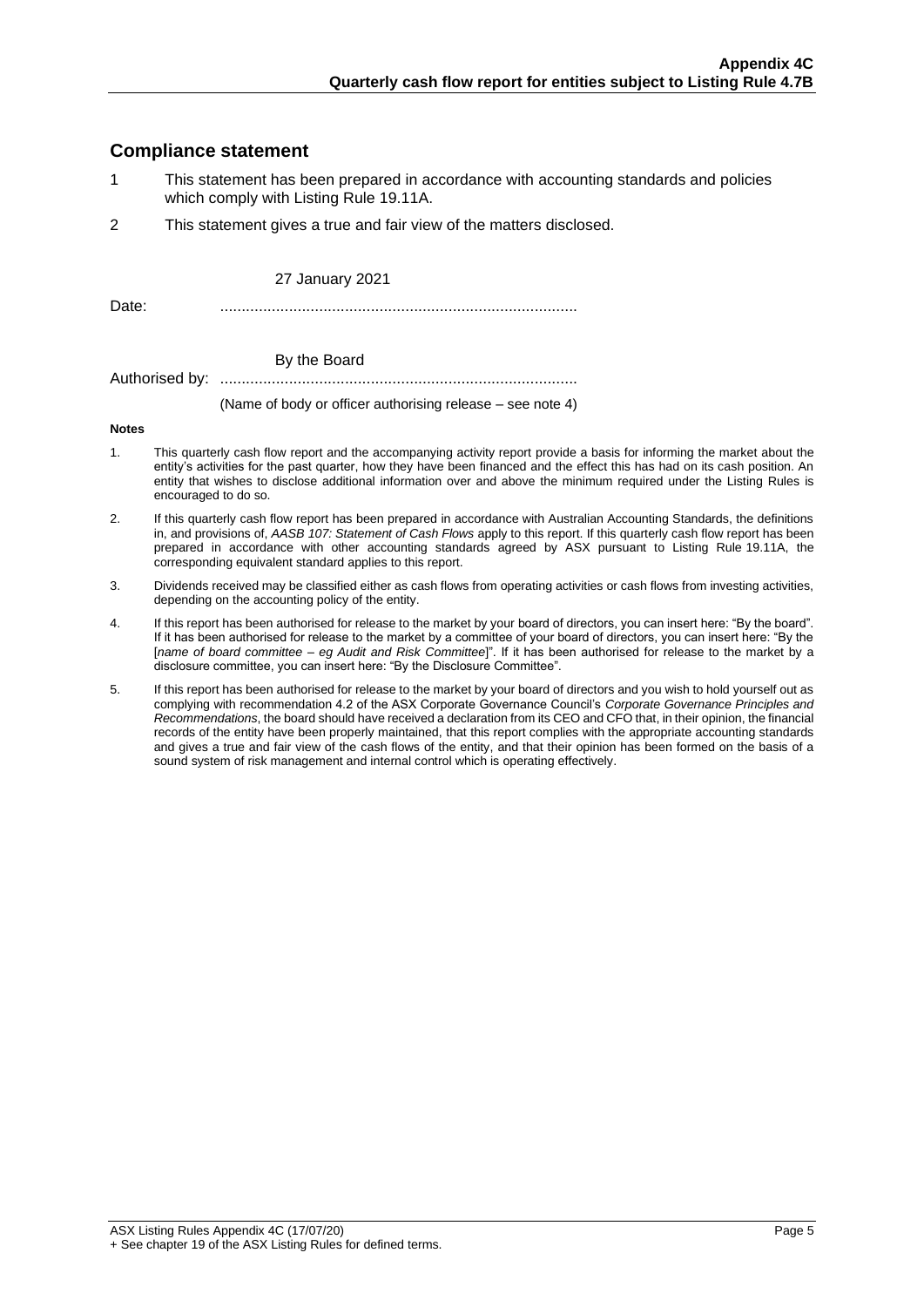## Compliance statement

1 This statement has been prepared in accordance with accounting standards and policies which comply with Listing Rule 19.11A.

2 This statement gives a true and fair view of the matters disclosed.

Date: 27 January 2021

Authorised by: By the Board

(Name of body or officer authorising release – see note 4)

**Notes**

1. This quarterly cash flow report and the accompanying activity report provide a basis for informing the market about the entity's activities for the past quarter, how they have been financed and the effect this has had on its cash position. An entity that wishes to disclose additional information over and above the minimum required under the Listing Rules is encouraged to do so.

2. If this quarterly cash flow report has been prepared in accordance with Australian Accounting Standards, the definitions in, and provisions of, *AASB 107: Statement of Cash Flows* apply to this report. If this quarterly cash flow report has been prepared in accordance with other accounting standards agreed by ASX pursuant to Listing Rule 19.11A, the corresponding equivalent standard applies to this report.

3. Dividends received may be classified either as cash flows from operating activities or cash flows from investing activities, depending on the accounting policy of the entity.

4. If this report has been authorised for release to the market by your board of directors, you can insert here: "By the board". If it has been authorised for release to the market by a committee of your board of directors, you can insert here: "By the [*name of board committee – eg Audit and Risk Committee*]". If it has been authorised for release to the market by a disclosure committee, you can insert here: "By the Disclosure Committee".

5. If this report has been authorised for release to the market by your board of directors and you wish to hold yourself out as complying with recommendation 4.2 of the ASX Corporate Governance Council's *Corporate Governance Principles and Recommendations*, the board should have received a declaration from its CEO and CFO that, in their opinion, the financial records of the entity have been properly maintained, that this report complies with the appropriate accounting standards and gives a true and fair view of the cash flows of the entity, and that their opinion has been formed on the basis of a sound system of risk management and internal control which is operating effectively.